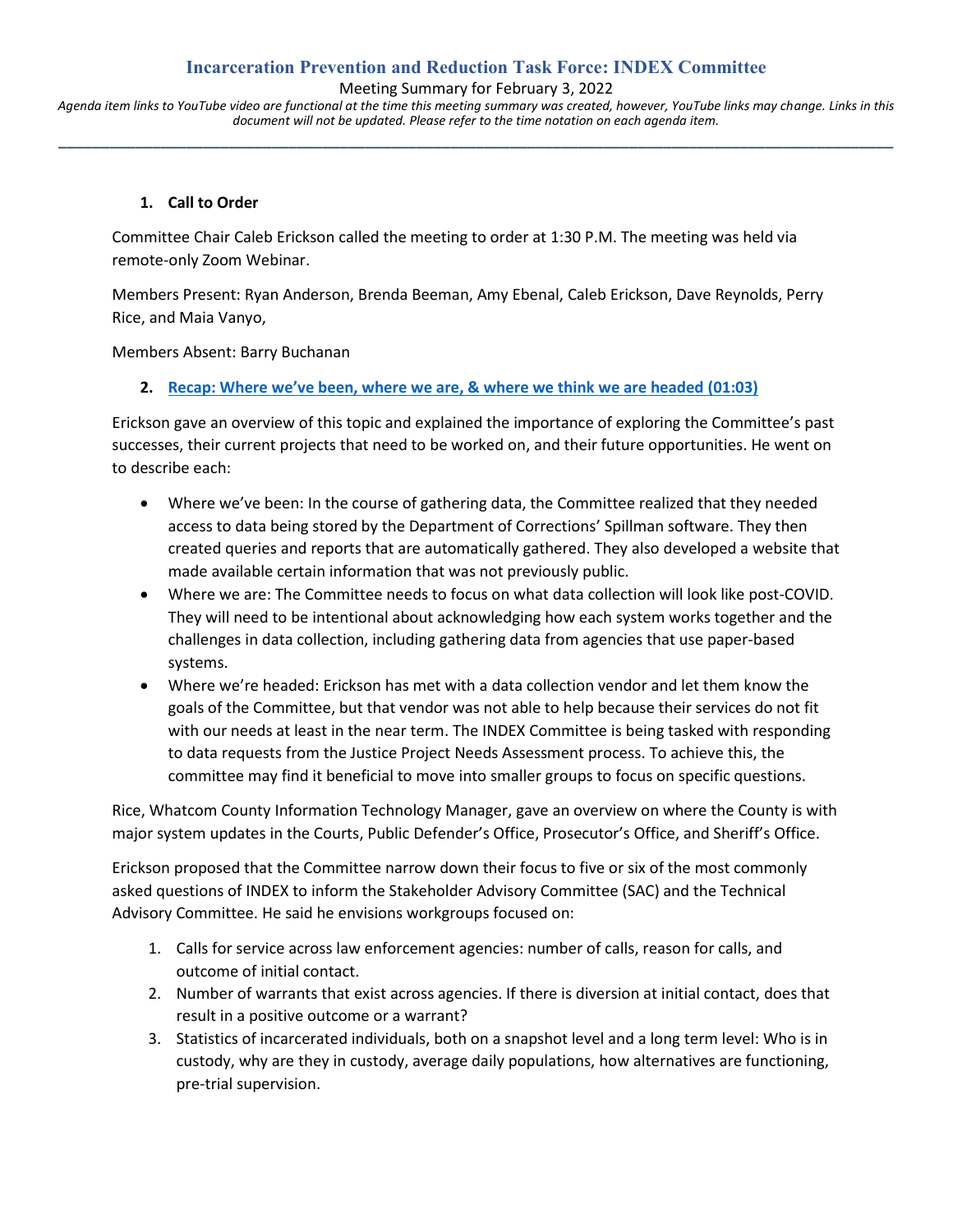# Incarceration Prevention and Reduction Task Force: INDEX Committee

Meeting Summary for February 3, 2022

*Agenda item links to YouTube video are functional at the time this meeting summary was created, however, YouTube links may change. Links in this document will not be updated. Please refer to the time notation on each agenda item.*

---

1. **Call to Order**

Committee Chair Caleb Erickson called the meeting to order at 1:30 P.M. The meeting was held via remote-only Zoom Webinar.

Members Present: Ryan Anderson, Brenda Beeman, Amy Ebenal, Caleb Erickson, Dave Reynolds, Perry Rice, and Maia Vanyo,

Members Absent: Barry Buchanan

2. **Recap: Where we've been, where we are, & where we think we are headed (01:03)**

Erickson gave an overview of this topic and explained the importance of exploring the Committee's past successes, their current projects that need to be worked on, and their future opportunities. He went on to describe each:

- Where we've been: In the course of gathering data, the Committee realized that they needed access to data being stored by the Department of Corrections' Spillman software. They then created queries and reports that are automatically gathered. They also developed a website that made available certain information that was not previously public.
- Where we are: The Committee needs to focus on what data collection will look like post-COVID. They will need to be intentional about acknowledging how each system works together and the challenges in data collection, including gathering data from agencies that use paper-based systems.
- Where we're headed: Erickson has met with a data collection vendor and let them know the goals of the Committee, but that vendor was not able to help because their services do not fit with our needs at least in the near term. The INDEX Committee is being tasked with responding to data requests from the Justice Project Needs Assessment process. To achieve this, the committee may find it beneficial to move into smaller groups to focus on specific questions.

Rice, Whatcom County Information Technology Manager, gave an overview on where the County is with major system updates in the Courts, Public Defender's Office, Prosecutor's Office, and Sheriff's Office.

Erickson proposed that the Committee narrow down their focus to five or six of the most commonly asked questions of INDEX to inform the Stakeholder Advisory Committee (SAC) and the Technical Advisory Committee. He said he envisions workgroups focused on:

1. Calls for service across law enforcement agencies: number of calls, reason for calls, and outcome of initial contact.
2. Number of warrants that exist across agencies. If there is diversion at initial contact, does that result in a positive outcome or a warrant?
3. Statistics of incarcerated individuals, both on a snapshot level and a long term level: Who is in custody, why are they in custody, average daily populations, how alternatives are functioning, pre-trial supervision.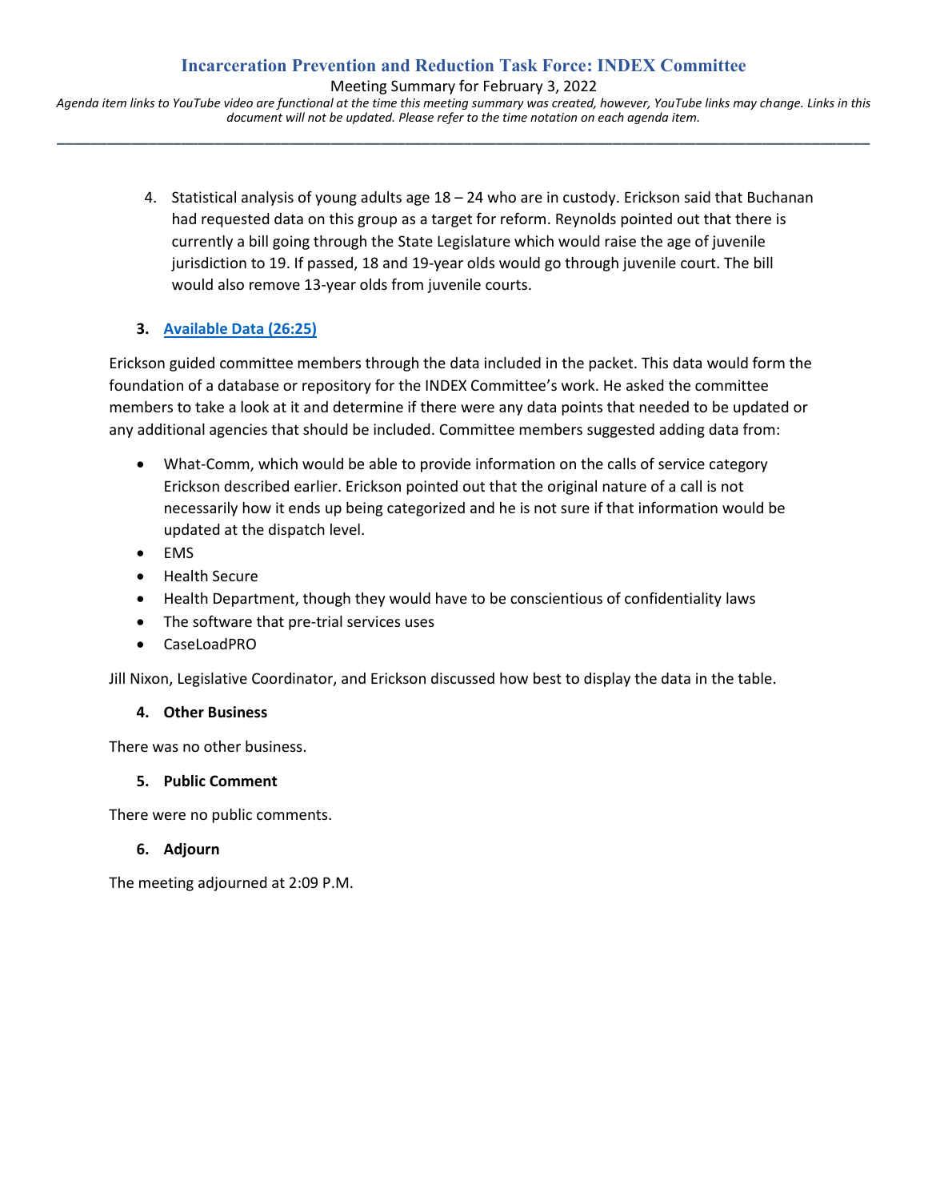4. Statistical analysis of young adults age 18 – 24 who are in custody. Erickson said that Buchanan had requested data on this group as a target for reform. Reynolds pointed out that there is currently a bill going through the State Legislature which would raise the age of juvenile jurisdiction to 19. If passed, 18 and 19-year olds would go through juvenile court. The bill would also remove 13-year olds from juvenile courts.

### 3. Available Data (26:25)

Erickson guided committee members through the data included in the packet. This data would form the foundation of a database or repository for the INDEX Committee's work. He asked the committee members to take a look at it and determine if there were any data points that needed to be updated or any additional agencies that should be included. Committee members suggested adding data from:

- What-Comm, which would be able to provide information on the calls of service category Erickson described earlier. Erickson pointed out that the original nature of a call is not necessarily how it ends up being categorized and he is not sure if that information would be updated at the dispatch level.
- EMS
- Health Secure
- Health Department, though they would have to be conscientious of confidentiality laws
- The software that pre-trial services uses
- CaseLoadPRO

Jill Nixon, Legislative Coordinator, and Erickson discussed how best to display the data in the table.

### 4. Other Business

There was no other business.

### 5. Public Comment

There were no public comments.

### 6. Adjourn

The meeting adjourned at 2:09 P.M.